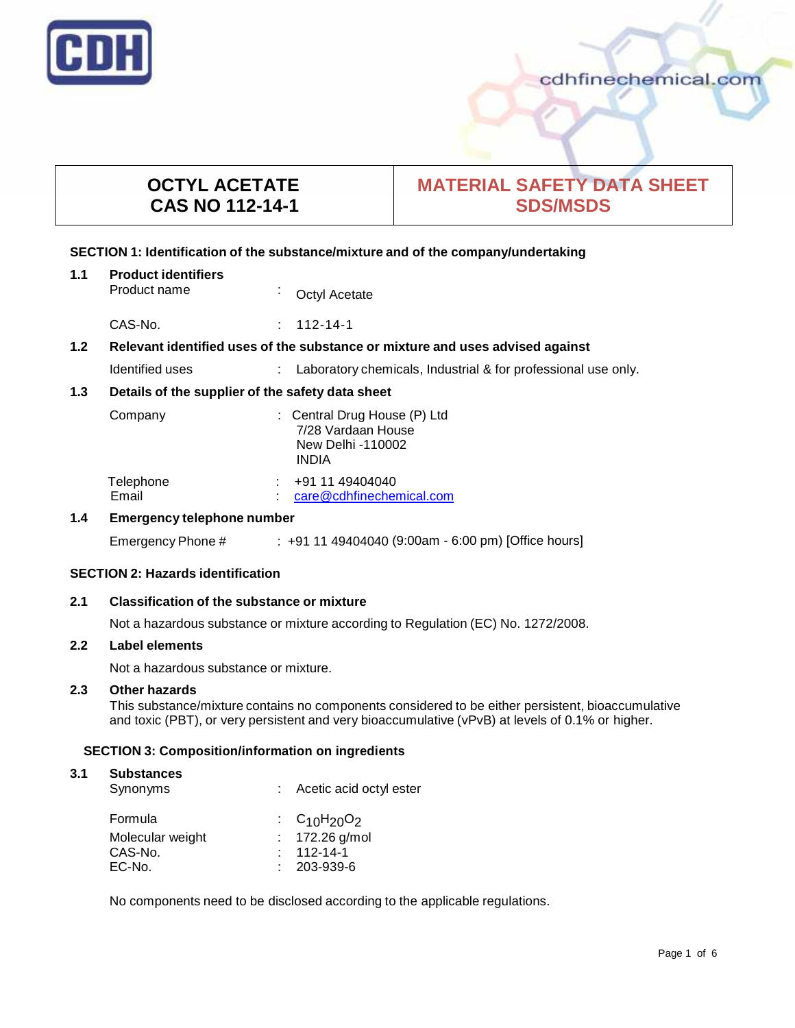cdhfinechemical.com

| OCTYL ACETATE<br>CAS NO 112-14-1 | MATERIAL SAFETY DATA SHEET<br>SDS/MSDS |
|---|---|

## SECTION 1: Identification of the substance/mixture and of the company/undertaking

### 1.1 Product identifiers

Product name : Octyl Acetate

CAS-No. : 112-14-1

### 1.2 Relevant identified uses of the substance or mixture and uses advised against

Identified uses : Laboratory chemicals, Industrial & for professional use only.

### 1.3 Details of the supplier of the safety data sheet

Company : Central Drug House (P) Ltd
7/28 Vardaan House
New Delhi -110002
INDIA

Telephone : +91 11 49404040
Email : care@cdhfinechemical.com

### 1.4 Emergency telephone number

Emergency Phone # : +91 11 49404040 (9:00am - 6:00 pm) [Office hours]

## SECTION 2: Hazards identification

### 2.1 Classification of the substance or mixture

Not a hazardous substance or mixture according to Regulation (EC) No. 1272/2008.

### 2.2 Label elements

Not a hazardous substance or mixture.

### 2.3 Other hazards

This substance/mixture contains no components considered to be either persistent, bioaccumulative and toxic (PBT), or very persistent and very bioaccumulative (vPvB) at levels of 0.1% or higher.

## SECTION 3: Composition/information on ingredients

### 3.1 Substances

Synonyms : Acetic acid octyl ester

Formula : $C_{10}H_{20}O_2$
Molecular weight : 172.26 g/mol
CAS-No. : 112-14-1
EC-No. : 203-939-6

No components need to be disclosed according to the applicable regulations.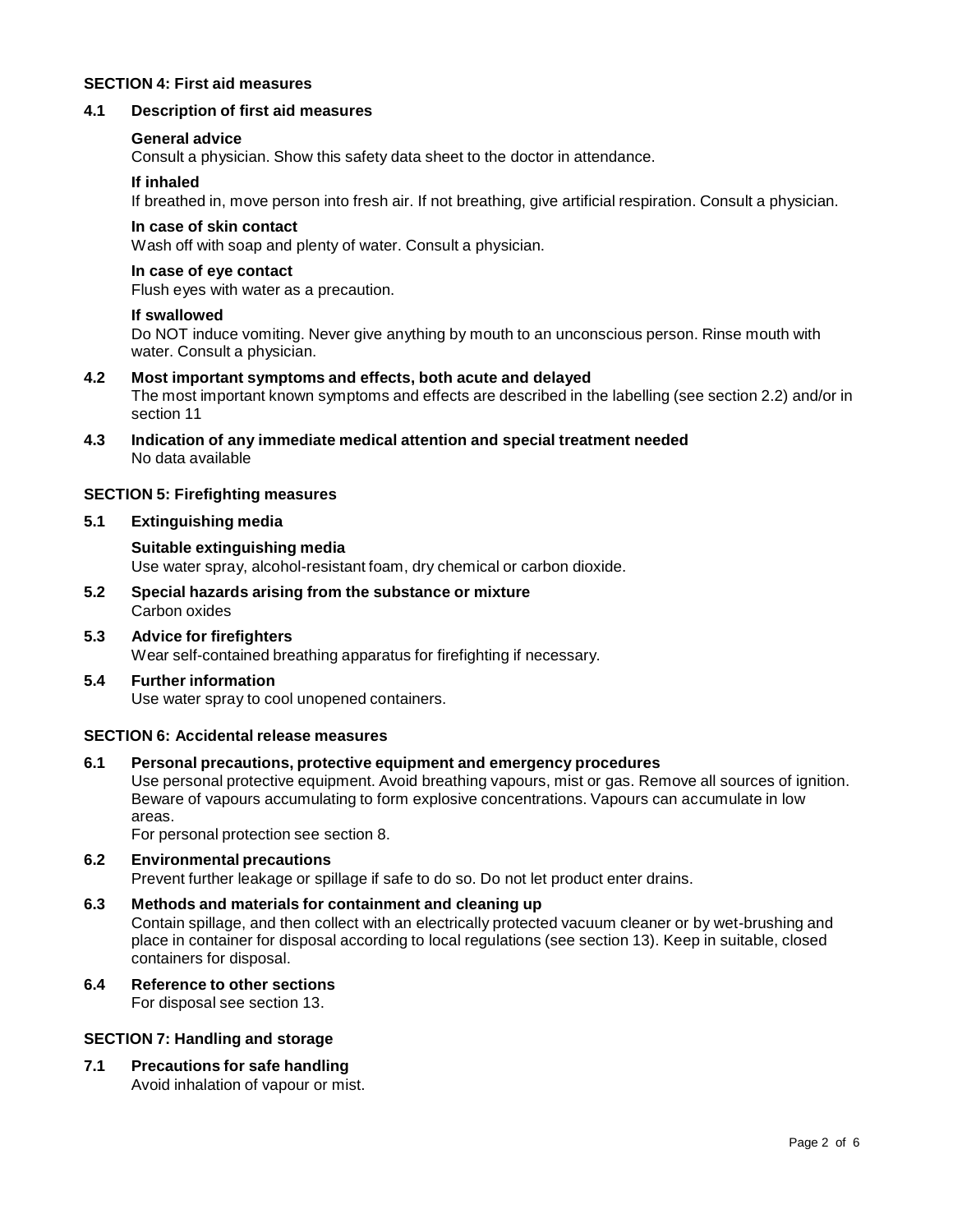## SECTION 4: First aid measures

### 4.1 Description of first aid measures

**General advice**

Consult a physician. Show this safety data sheet to the doctor in attendance.

**If inhaled**

If breathed in, move person into fresh air. If not breathing, give artificial respiration. Consult a physician.

**In case of skin contact**

Wash off with soap and plenty of water. Consult a physician.

**In case of eye contact**

Flush eyes with water as a precaution.

**If swallowed**

Do NOT induce vomiting. Never give anything by mouth to an unconscious person. Rinse mouth with water. Consult a physician.

### 4.2 Most important symptoms and effects, both acute and delayed

The most important known symptoms and effects are described in the labelling (see section 2.2) and/or in section 11

### 4.3 Indication of any immediate medical attention and special treatment needed

No data available

## SECTION 5: Firefighting measures

### 5.1 Extinguishing media

**Suitable extinguishing media**

Use water spray, alcohol-resistant foam, dry chemical or carbon dioxide.

### 5.2 Special hazards arising from the substance or mixture

Carbon oxides

### 5.3 Advice for firefighters

Wear self-contained breathing apparatus for firefighting if necessary.

### 5.4 Further information

Use water spray to cool unopened containers.

## SECTION 6: Accidental release measures

### 6.1 Personal precautions, protective equipment and emergency procedures

Use personal protective equipment. Avoid breathing vapours, mist or gas. Remove all sources of ignition. Beware of vapours accumulating to form explosive concentrations. Vapours can accumulate in low areas.

For personal protection see section 8.

### 6.2 Environmental precautions

Prevent further leakage or spillage if safe to do so. Do not let product enter drains.

### 6.3 Methods and materials for containment and cleaning up

Contain spillage, and then collect with an electrically protected vacuum cleaner or by wet-brushing and place in container for disposal according to local regulations (see section 13). Keep in suitable, closed containers for disposal.

### 6.4 Reference to other sections

For disposal see section 13.

## SECTION 7: Handling and storage

### 7.1 Precautions for safe handling

Avoid inhalation of vapour or mist.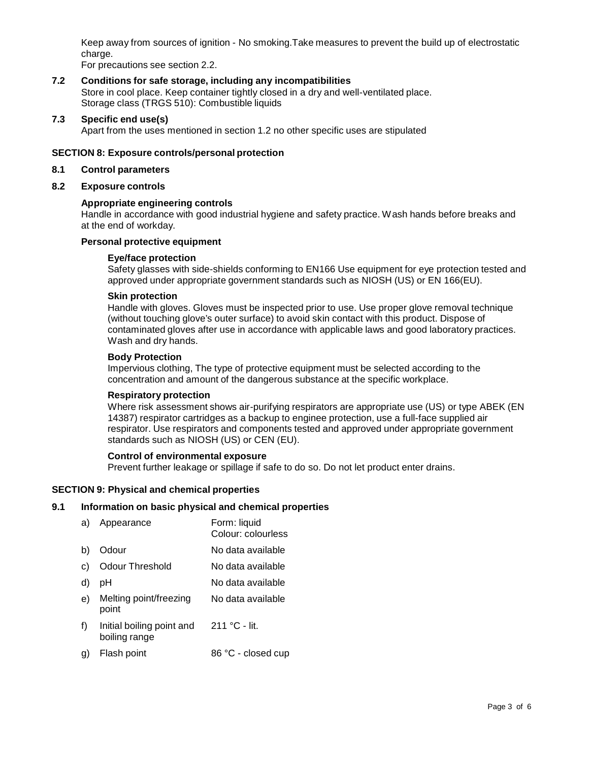Keep away from sources of ignition - No smoking.Take measures to prevent the build up of electrostatic charge.
For precautions see section 2.2.

### 7.2 Conditions for safe storage, including any incompatibilities

Store in cool place. Keep container tightly closed in a dry and well-ventilated place.
Storage class (TRGS 510): Combustible liquids

### 7.3 Specific end use(s)

Apart from the uses mentioned in section 1.2 no other specific uses are stipulated

## SECTION 8: Exposure controls/personal protection

### 8.1 Control parameters

### 8.2 Exposure controls

**Appropriate engineering controls**

Handle in accordance with good industrial hygiene and safety practice. Wash hands before breaks and at the end of workday.

**Personal protective equipment**

**Eye/face protection**

Safety glasses with side-shields conforming to EN166 Use equipment for eye protection tested and approved under appropriate government standards such as NIOSH (US) or EN 166(EU).

**Skin protection**

Handle with gloves. Gloves must be inspected prior to use. Use proper glove removal technique (without touching glove's outer surface) to avoid skin contact with this product. Dispose of contaminated gloves after use in accordance with applicable laws and good laboratory practices. Wash and dry hands.

**Body Protection**

Impervious clothing, The type of protective equipment must be selected according to the concentration and amount of the dangerous substance at the specific workplace.

**Respiratory protection**

Where risk assessment shows air-purifying respirators are appropriate use (US) or type ABEK (EN 14387) respirator cartridges as a backup to enginee protection, use a full-face supplied air respirator. Use respirators and components tested and approved under appropriate government standards such as NIOSH (US) or CEN (EU).

**Control of environmental exposure**

Prevent further leakage or spillage if safe to do so. Do not let product enter drains.

## SECTION 9: Physical and chemical properties

### 9.1 Information on basic physical and chemical properties

| | Property | Value |
|---|---|---|
| a) | Appearance | Form: liquid<br>Colour: colourless |
| b) | Odour | No data available |
| c) | Odour Threshold | No data available |
| d) | pH | No data available |
| e) | Melting point/freezing point | No data available |
| f) | Initial boiling point and boiling range | 211 °C - lit. |
| g) | Flash point | 86 °C - closed cup |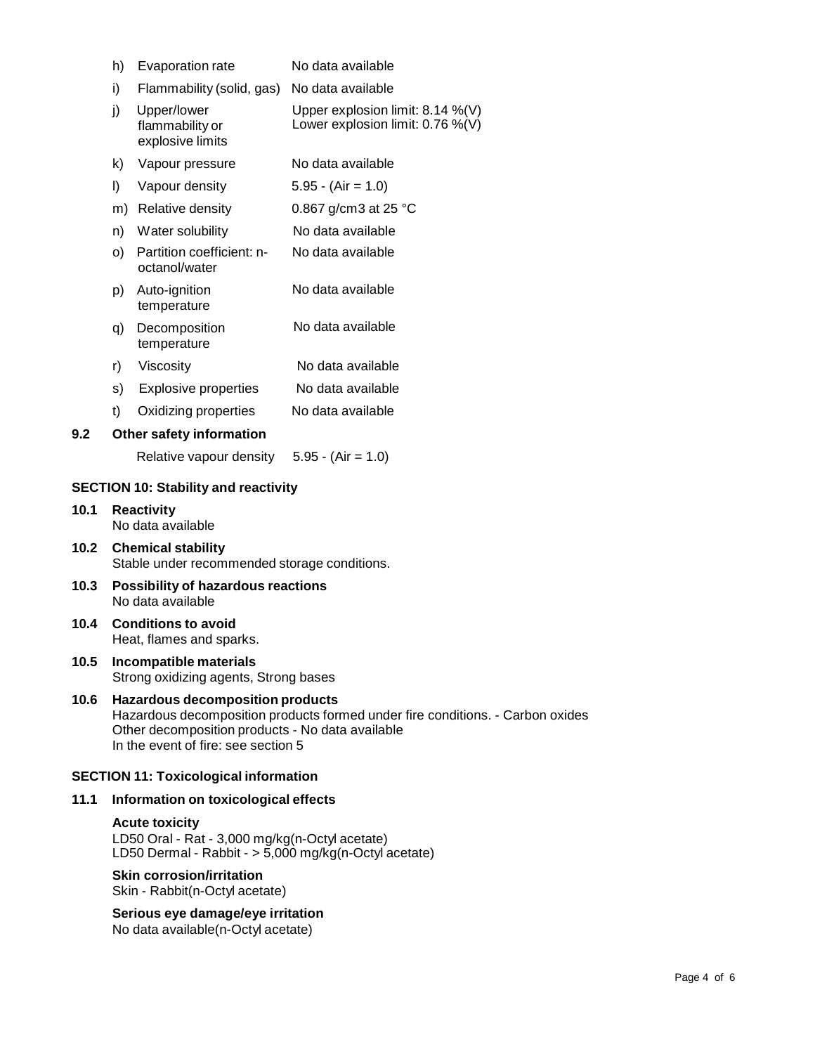| | | |
|---|---|---|
| h) | Evaporation rate | No data available |
| i) | Flammability (solid, gas) | No data available |
| j) | Upper/lower flammability or explosive limits | Upper explosion limit: 8.14 %(V)<br>Lower explosion limit: 0.76 %(V) |
| k) | Vapour pressure | No data available |
| l) | Vapour density | 5.95 - (Air = 1.0) |
| m) | Relative density | 0.867 g/cm3 at 25 °C |
| n) | Water solubility | No data available |
| o) | Partition coefficient: n-octanol/water | No data available |
| p) | Auto-ignition temperature | No data available |
| q) | Decomposition temperature | No data available |
| r) | Viscosity | No data available |
| s) | Explosive properties | No data available |
| t) | Oxidizing properties | No data available |

### 9.2 Other safety information

Relative vapour density 5.95 - (Air = 1.0)

## SECTION 10: Stability and reactivity

### 10.1 Reactivity

No data available

### 10.2 Chemical stability

Stable under recommended storage conditions.

### 10.3 Possibility of hazardous reactions

No data available

### 10.4 Conditions to avoid

Heat, flames and sparks.

### 10.5 Incompatible materials

Strong oxidizing agents, Strong bases

### 10.6 Hazardous decomposition products

Hazardous decomposition products formed under fire conditions. - Carbon oxides
Other decomposition products - No data available
In the event of fire: see section 5

## SECTION 11: Toxicological information

### 11.1 Information on toxicological effects

**Acute toxicity**

LD50 Oral - Rat - 3,000 mg/kg(n-Octyl acetate)
LD50 Dermal - Rabbit - > 5,000 mg/kg(n-Octyl acetate)

**Skin corrosion/irritation**

Skin - Rabbit(n-Octyl acetate)

**Serious eye damage/eye irritation**

No data available(n-Octyl acetate)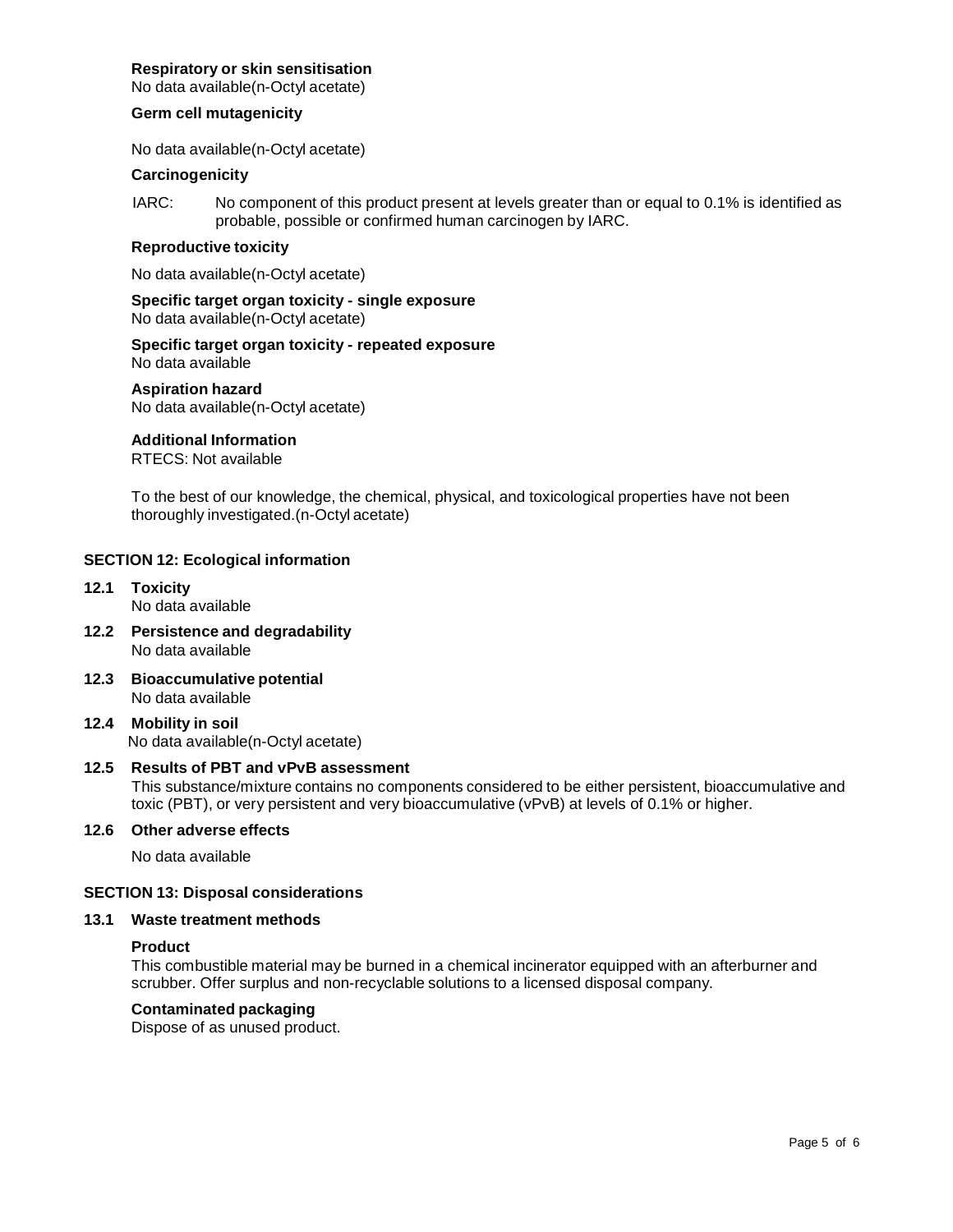**Respiratory or skin sensitisation**
No data available(n-Octyl acetate)

**Germ cell mutagenicity**

No data available(n-Octyl acetate)

**Carcinogenicity**

IARC: No component of this product present at levels greater than or equal to 0.1% is identified as probable, possible or confirmed human carcinogen by IARC.

**Reproductive toxicity**

No data available(n-Octyl acetate)

**Specific target organ toxicity - single exposure**
No data available(n-Octyl acetate)

**Specific target organ toxicity - repeated exposure**
No data available

**Aspiration hazard**
No data available(n-Octyl acetate)

**Additional Information**
RTECS: Not available

To the best of our knowledge, the chemical, physical, and toxicological properties have not been thoroughly investigated.(n-Octyl acetate)

## SECTION 12: Ecological information

### 12.1 Toxicity
No data available

### 12.2 Persistence and degradability
No data available

### 12.3 Bioaccumulative potential
No data available

### 12.4 Mobility in soil
No data available(n-Octyl acetate)

### 12.5 Results of PBT and vPvB assessment
This substance/mixture contains no components considered to be either persistent, bioaccumulative and toxic (PBT), or very persistent and very bioaccumulative (vPvB) at levels of 0.1% or higher.

### 12.6 Other adverse effects

No data available

## SECTION 13: Disposal considerations

### 13.1 Waste treatment methods

**Product**
This combustible material may be burned in a chemical incinerator equipped with an afterburner and scrubber. Offer surplus and non-recyclable solutions to a licensed disposal company.

**Contaminated packaging**
Dispose of as unused product.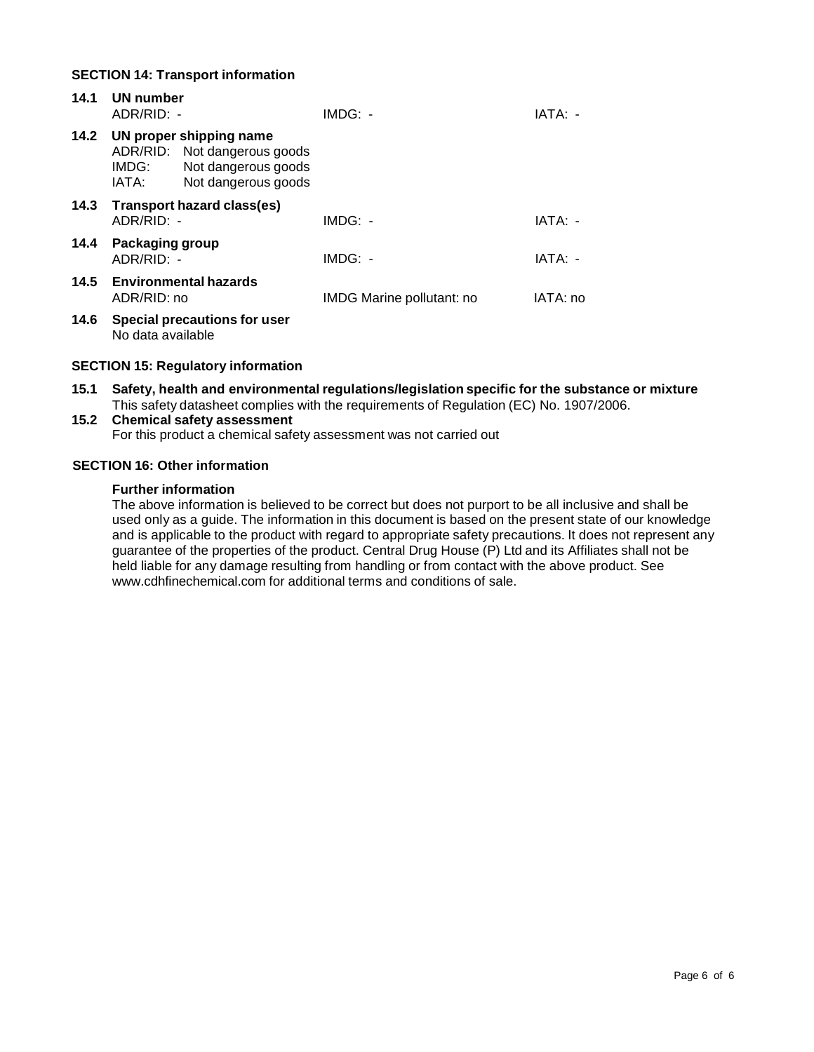## SECTION 14: Transport information

**14.1 UN number**

| | | |
|---|---|---|
| ADR/RID: - | IMDG: - | IATA: - |

**14.2 UN proper shipping name**

| | |
|---|---|
| ADR/RID: | Not dangerous goods |
| IMDG: | Not dangerous goods |
| IATA: | Not dangerous goods |

**14.3 Transport hazard class(es)**

| | | |
|---|---|---|
| ADR/RID: - | IMDG: - | IATA: - |

**14.4 Packaging group**

| | | |
|---|---|---|
| ADR/RID: - | IMDG: - | IATA: - |

**14.5 Environmental hazards**

| | | |
|---|---|---|
| ADR/RID: no | IMDG Marine pollutant: no | IATA: no |

**14.6 Special precautions for user**

No data available

## SECTION 15: Regulatory information

**15.1 Safety, health and environmental regulations/legislation specific for the substance or mixture**

This safety datasheet complies with the requirements of Regulation (EC) No. 1907/2006.

**15.2 Chemical safety assessment**

For this product a chemical safety assessment was not carried out

## SECTION 16: Other information

**Further information**

The above information is believed to be correct but does not purport to be all inclusive and shall be used only as a guide. The information in this document is based on the present state of our knowledge and is applicable to the product with regard to appropriate safety precautions. It does not represent any guarantee of the properties of the product. Central Drug House (P) Ltd and its Affiliates shall not be held liable for any damage resulting from handling or from contact with the above product. See www.cdhfinechemical.com for additional terms and conditions of sale.